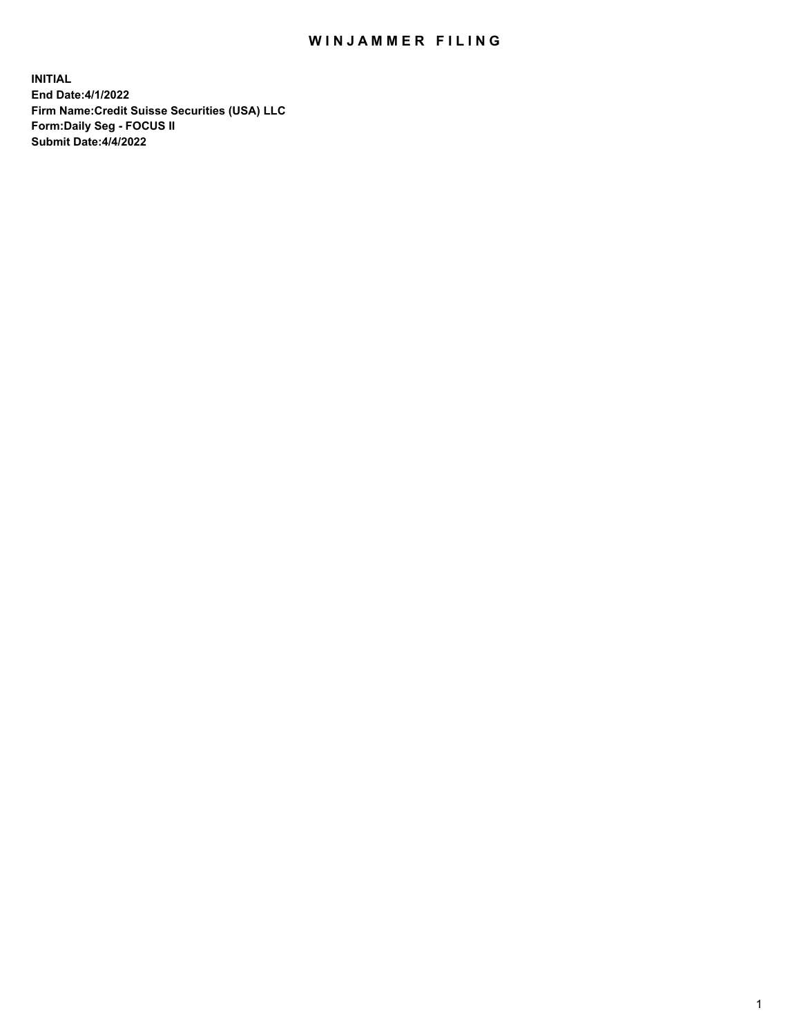# WINJAMMER FILING

**INITIAL**
**End Date:4/1/2022**
**Firm Name:Credit Suisse Securities (USA) LLC**
**Form:Daily Seg - FOCUS II**
**Submit Date:4/4/2022**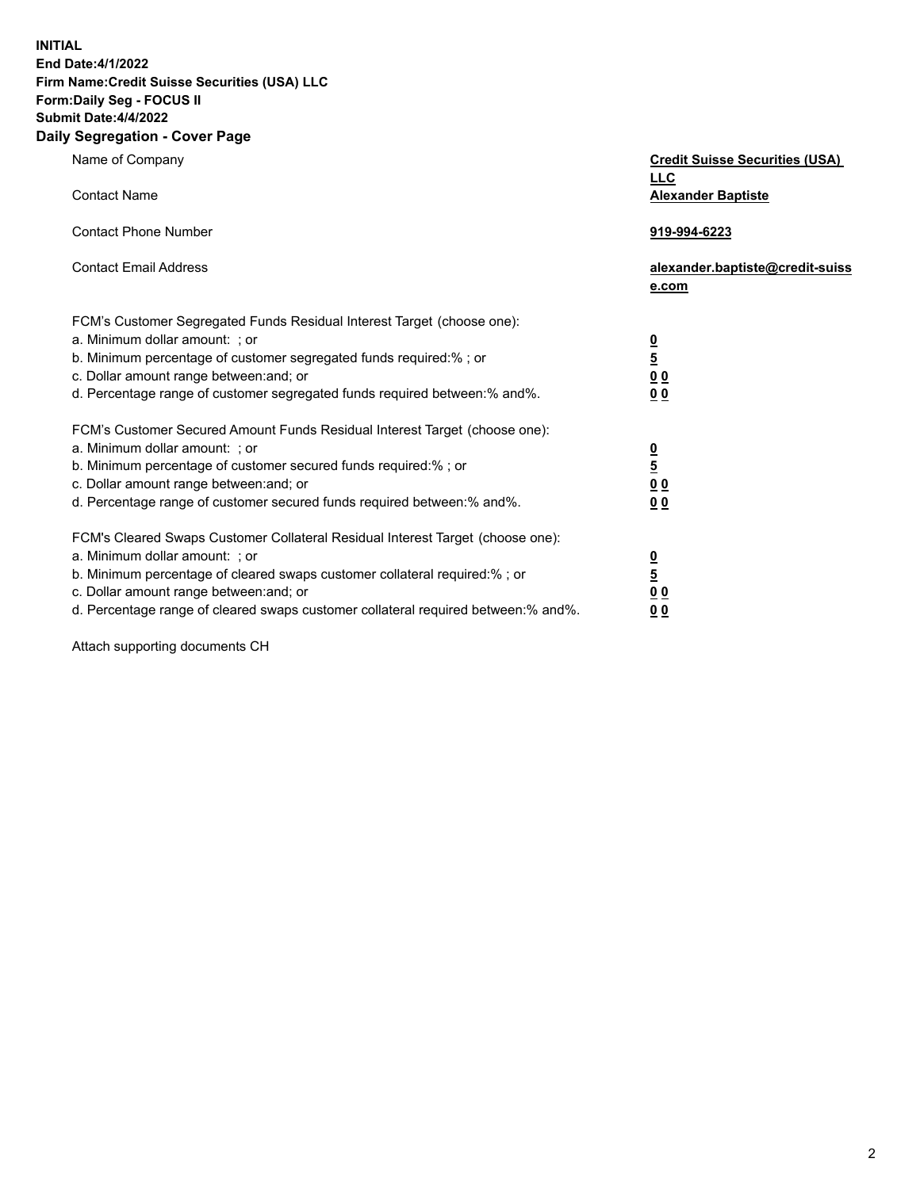**INITIAL**
**End Date:4/1/2022**
**Firm Name:Credit Suisse Securities (USA) LLC**
**Form:Daily Seg - FOCUS II**
**Submit Date:4/4/2022**

## Daily Segregation - Cover Page

| | |
|---|---|
| Name of Company | **Credit Suisse Securities (USA) LLC** |
| Contact Name | **Alexander Baptiste** |
| Contact Phone Number | **919-994-6223** |
| Contact Email Address | **alexander.baptiste@credit-suisse.com** |

FCM's Customer Segregated Funds Residual Interest Target (choose one):

| | |
|---|---|
| a. Minimum dollar amount: ; or | **0** |
| b. Minimum percentage of customer segregated funds required:% ; or | **5** |
| c. Dollar amount range between:and; or | **0 0** |
| d. Percentage range of customer segregated funds required between:% and%. | **0 0** |

FCM's Customer Secured Amount Funds Residual Interest Target (choose one):

| | |
|---|---|
| a. Minimum dollar amount: ; or | **0** |
| b. Minimum percentage of customer secured funds required:% ; or | **5** |
| c. Dollar amount range between:and; or | **0 0** |
| d. Percentage range of customer secured funds required between:% and%. | **0 0** |

FCM's Cleared Swaps Customer Collateral Residual Interest Target (choose one):

| | |
|---|---|
| a. Minimum dollar amount: ; or | **0** |
| b. Minimum percentage of cleared swaps customer collateral required:% ; or | **5** |
| c. Dollar amount range between:and; or | **0 0** |
| d. Percentage range of cleared swaps customer collateral required between:% and%. | **0 0** |

Attach supporting documents CH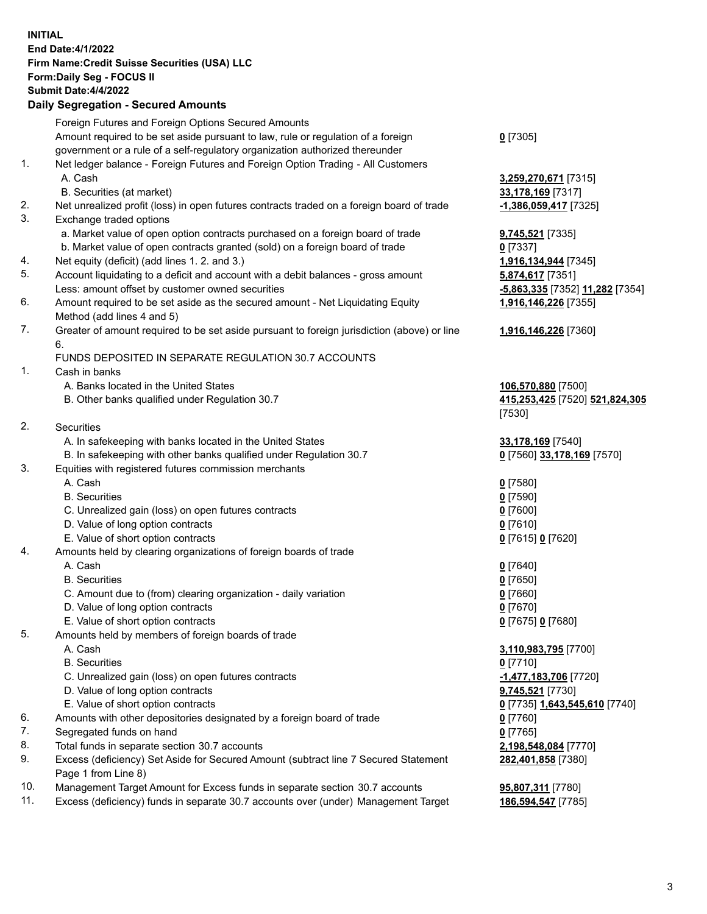**INITIAL**
**End Date:4/1/2022**
**Firm Name:Credit Suisse Securities (USA) LLC**
**Form:Daily Seg - FOCUS II**
**Submit Date:4/4/2022**

## Daily Segregation - Secured Amounts

| | | |
|---|---|---|
| | Foreign Futures and Foreign Options Secured Amounts | |
| | Amount required to be set aside pursuant to law, rule or regulation of a foreign government or a rule of a self-regulatory organization authorized thereunder | **0** [7305] |
| 1. | Net ledger balance - Foreign Futures and Foreign Option Trading - All Customers | |
| | A. Cash | **3,259,270,671** [7315] |
| | B. Securities (at market) | **33,178,169** [7317] |
| 2. | Net unrealized profit (loss) in open futures contracts traded on a foreign board of trade | **-1,386,059,417** [7325] |
| 3. | Exchange traded options | |
| | a. Market value of open option contracts purchased on a foreign board of trade | **9,745,521** [7335] |
| | b. Market value of open contracts granted (sold) on a foreign board of trade | **0** [7337] |
| 4. | Net equity (deficit) (add lines 1. 2. and 3.) | **1,916,134,944** [7345] |
| 5. | Account liquidating to a deficit and account with a debit balances - gross amount | **5,874,617** [7351] |
| | Less: amount offset by customer owned securities | **-5,863,335** [7352] **11,282** [7354] |
| 6. | Amount required to be set aside as the secured amount - Net Liquidating Equity Method (add lines 4 and 5) | **1,916,146,226** [7355] |
| 7. | Greater of amount required to be set aside pursuant to foreign jurisdiction (above) or line 6. | **1,916,146,226** [7360] |
| | FUNDS DEPOSITED IN SEPARATE REGULATION 30.7 ACCOUNTS | |
| 1. | Cash in banks | |
| | A. Banks located in the United States | **106,570,880** [7500] |
| | B. Other banks qualified under Regulation 30.7 | **415,253,425** [7520] **521,824,305** [7530] |
| 2. | Securities | |
| | A. In safekeeping with banks located in the United States | **33,178,169** [7540] |
| | B. In safekeeping with other banks qualified under Regulation 30.7 | **0** [7560] **33,178,169** [7570] |
| 3. | Equities with registered futures commission merchants | |
| | A. Cash | **0** [7580] |
| | B. Securities | **0** [7590] |
| | C. Unrealized gain (loss) on open futures contracts | **0** [7600] |
| | D. Value of long option contracts | **0** [7610] |
| | E. Value of short option contracts | **0** [7615] **0** [7620] |
| 4. | Amounts held by clearing organizations of foreign boards of trade | |
| | A. Cash | **0** [7640] |
| | B. Securities | **0** [7650] |
| | C. Amount due to (from) clearing organization - daily variation | **0** [7660] |
| | D. Value of long option contracts | **0** [7670] |
| | E. Value of short option contracts | **0** [7675] **0** [7680] |
| 5. | Amounts held by members of foreign boards of trade | |
| | A. Cash | **3,110,983,795** [7700] |
| | B. Securities | **0** [7710] |
| | C. Unrealized gain (loss) on open futures contracts | **-1,477,183,706** [7720] |
| | D. Value of long option contracts | **9,745,521** [7730] |
| | E. Value of short option contracts | **0** [7735] **1,643,545,610** [7740] |
| 6. | Amounts with other depositories designated by a foreign board of trade | **0** [7760] |
| 7. | Segregated funds on hand | **0** [7765] |
| 8. | Total funds in separate section 30.7 accounts | **2,198,548,084** [7770] |
| 9. | Excess (deficiency) Set Aside for Secured Amount (subtract line 7 Secured Statement Page 1 from Line 8) | **282,401,858** [7380] |
| 10. | Management Target Amount for Excess funds in separate section 30.7 accounts | **95,807,311** [7780] |
| 11. | Excess (deficiency) funds in separate 30.7 accounts over (under) Management Target | **186,594,547** [7785] |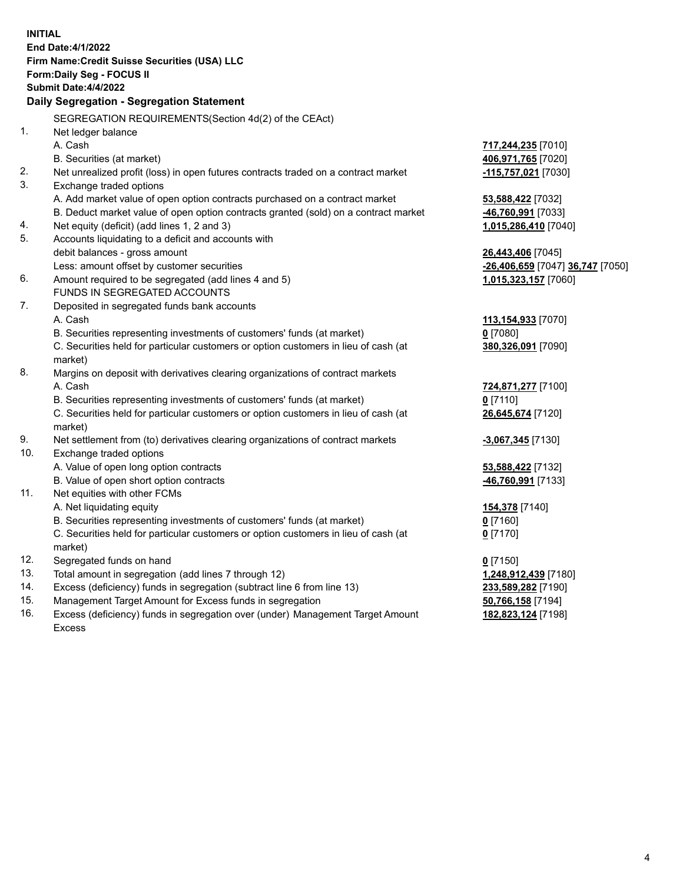**INITIAL**
**End Date:4/1/2022**
**Firm Name:Credit Suisse Securities (USA) LLC**
**Form:Daily Seg - FOCUS II**
**Submit Date:4/4/2022**

## Daily Segregation - Segregation Statement

SEGREGATION REQUIREMENTS(Section 4d(2) of the CEAct)

| | | |
|---|---|---|
| 1. | Net ledger balance | |
| | A. Cash | **717,244,235** [7010] |
| | B. Securities (at market) | **406,971,765** [7020] |
| 2. | Net unrealized profit (loss) in open futures contracts traded on a contract market | **-115,757,021** [7030] |
| 3. | Exchange traded options | |
| | A. Add market value of open option contracts purchased on a contract market | **53,588,422** [7032] |
| | B. Deduct market value of open option contracts granted (sold) on a contract market | **-46,760,991** [7033] |
| 4. | Net equity (deficit) (add lines 1, 2 and 3) | **1,015,286,410** [7040] |
| 5. | Accounts liquidating to a deficit and accounts with debit balances - gross amount | **26,443,406** [7045] |
| | Less: amount offset by customer securities | **-26,406,659** [7047] **36,747** [7050] |
| 6. | Amount required to be segregated (add lines 4 and 5) | **1,015,323,157** [7060] |
| | FUNDS IN SEGREGATED ACCOUNTS | |
| 7. | Deposited in segregated funds bank accounts | |
| | A. Cash | **113,154,933** [7070] |
| | B. Securities representing investments of customers' funds (at market) | **0** [7080] |
| | C. Securities held for particular customers or option customers in lieu of cash (at market) | **380,326,091** [7090] |
| 8. | Margins on deposit with derivatives clearing organizations of contract markets | |
| | A. Cash | **724,871,277** [7100] |
| | B. Securities representing investments of customers' funds (at market) | **0** [7110] |
| | C. Securities held for particular customers or option customers in lieu of cash (at market) | **26,645,674** [7120] |
| 9. | Net settlement from (to) derivatives clearing organizations of contract markets | **-3,067,345** [7130] |
| 10. | Exchange traded options | |
| | A. Value of open long option contracts | **53,588,422** [7132] |
| | B. Value of open short option contracts | **-46,760,991** [7133] |
| 11. | Net equities with other FCMs | |
| | A. Net liquidating equity | **154,378** [7140] |
| | B. Securities representing investments of customers' funds (at market) | **0** [7160] |
| | C. Securities held for particular customers or option customers in lieu of cash (at market) | **0** [7170] |
| 12. | Segregated funds on hand | **0** [7150] |
| 13. | Total amount in segregation (add lines 7 through 12) | **1,248,912,439** [7180] |
| 14. | Excess (deficiency) funds in segregation (subtract line 6 from line 13) | **233,589,282** [7190] |
| 15. | Management Target Amount for Excess funds in segregation | **50,766,158** [7194] |
| 16. | Excess (deficiency) funds in segregation over (under) Management Target Amount Excess | **182,823,124** [7198] |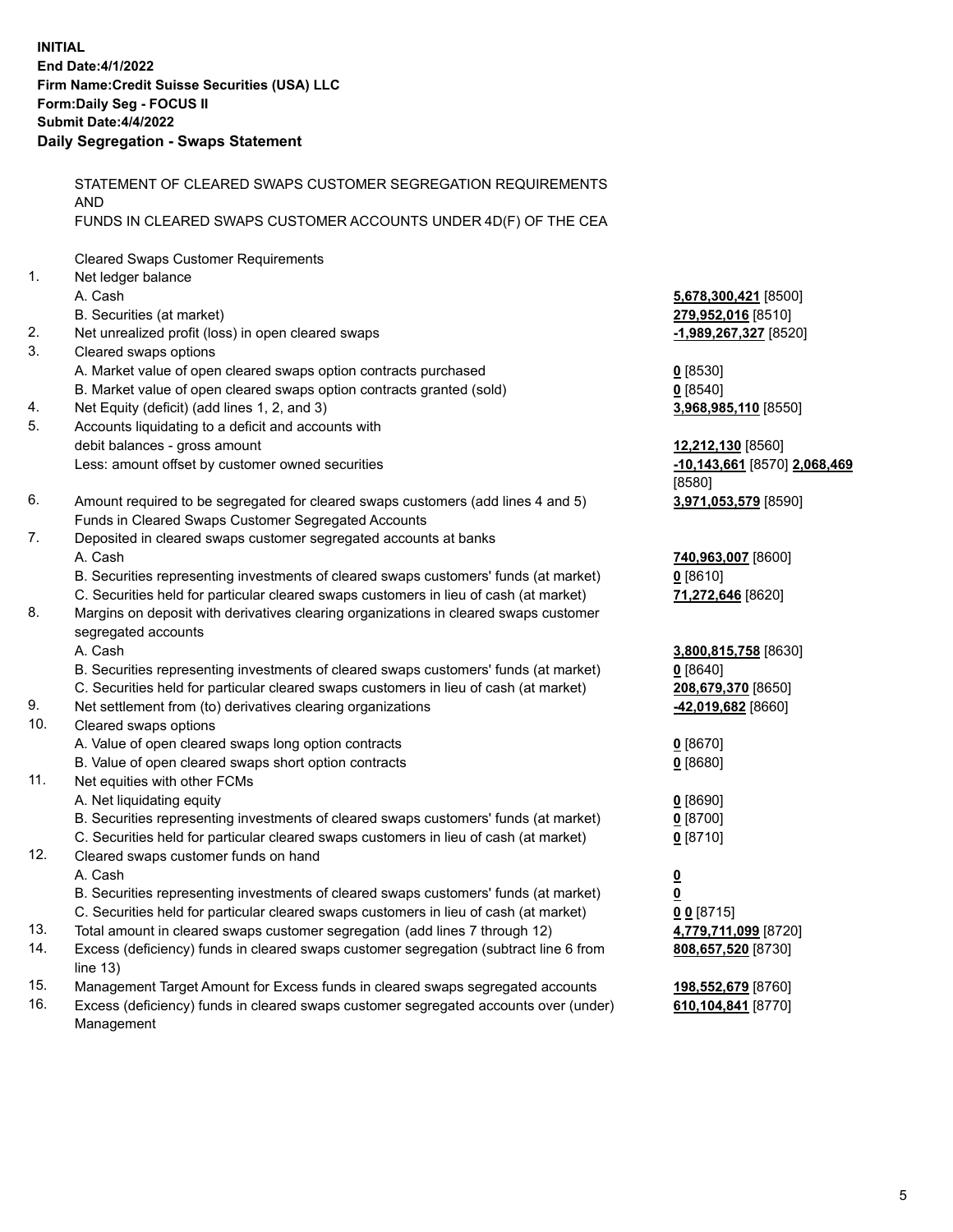**INITIAL**
**End Date:4/1/2022**
**Firm Name:Credit Suisse Securities (USA) LLC**
**Form:Daily Seg - FOCUS II**
**Submit Date:4/4/2022**
**Daily Segregation - Swaps Statement**

STATEMENT OF CLEARED SWAPS CUSTOMER SEGREGATION REQUIREMENTS AND
FUNDS IN CLEARED SWAPS CUSTOMER ACCOUNTS UNDER 4D(F) OF THE CEA

| | | |
|---|---|---|
| | Cleared Swaps Customer Requirements | |
| 1. | Net ledger balance | |
| | A. Cash | **5,678,300,421** [8500] |
| | B. Securities (at market) | **279,952,016** [8510] |
| 2. | Net unrealized profit (loss) in open cleared swaps | **-1,989,267,327** [8520] |
| 3. | Cleared swaps options | |
| | A. Market value of open cleared swaps option contracts purchased | **0** [8530] |
| | B. Market value of open cleared swaps option contracts granted (sold) | **0** [8540] |
| 4. | Net Equity (deficit) (add lines 1, 2, and 3) | **3,968,985,110** [8550] |
| 5. | Accounts liquidating to a deficit and accounts with debit balances - gross amount | **12,212,130** [8560] |
| | Less: amount offset by customer owned securities | **-10,143,661** [8570] **2,068,469** [8580] |
| 6. | Amount required to be segregated for cleared swaps customers (add lines 4 and 5) | **3,971,053,579** [8590] |
| | Funds in Cleared Swaps Customer Segregated Accounts | |
| 7. | Deposited in cleared swaps customer segregated accounts at banks | |
| | A. Cash | **740,963,007** [8600] |
| | B. Securities representing investments of cleared swaps customers' funds (at market) | **0** [8610] |
| | C. Securities held for particular cleared swaps customers in lieu of cash (at market) | **71,272,646** [8620] |
| 8. | Margins on deposit with derivatives clearing organizations in cleared swaps customer segregated accounts | |
| | A. Cash | **3,800,815,758** [8630] |
| | B. Securities representing investments of cleared swaps customers' funds (at market) | **0** [8640] |
| | C. Securities held for particular cleared swaps customers in lieu of cash (at market) | **208,679,370** [8650] |
| 9. | Net settlement from (to) derivatives clearing organizations | **-42,019,682** [8660] |
| 10. | Cleared swaps options | |
| | A. Value of open cleared swaps long option contracts | **0** [8670] |
| | B. Value of open cleared swaps short option contracts | **0** [8680] |
| 11. | Net equities with other FCMs | |
| | A. Net liquidating equity | **0** [8690] |
| | B. Securities representing investments of cleared swaps customers' funds (at market) | **0** [8700] |
| | C. Securities held for particular cleared swaps customers in lieu of cash (at market) | **0** [8710] |
| 12. | Cleared swaps customer funds on hand | |
| | A. Cash | **0** |
| | B. Securities representing investments of cleared swaps customers' funds (at market) | **0** |
| | C. Securities held for particular cleared swaps customers in lieu of cash (at market) | **0** **0** [8715] |
| 13. | Total amount in cleared swaps customer segregation (add lines 7 through 12) | **4,779,711,099** [8720] |
| 14. | Excess (deficiency) funds in cleared swaps customer segregation (subtract line 6 from line 13) | **808,657,520** [8730] |
| 15. | Management Target Amount for Excess funds in cleared swaps segregated accounts | **198,552,679** [8760] |
| 16. | Excess (deficiency) funds in cleared swaps customer segregated accounts over (under) Management | **610,104,841** [8770] |